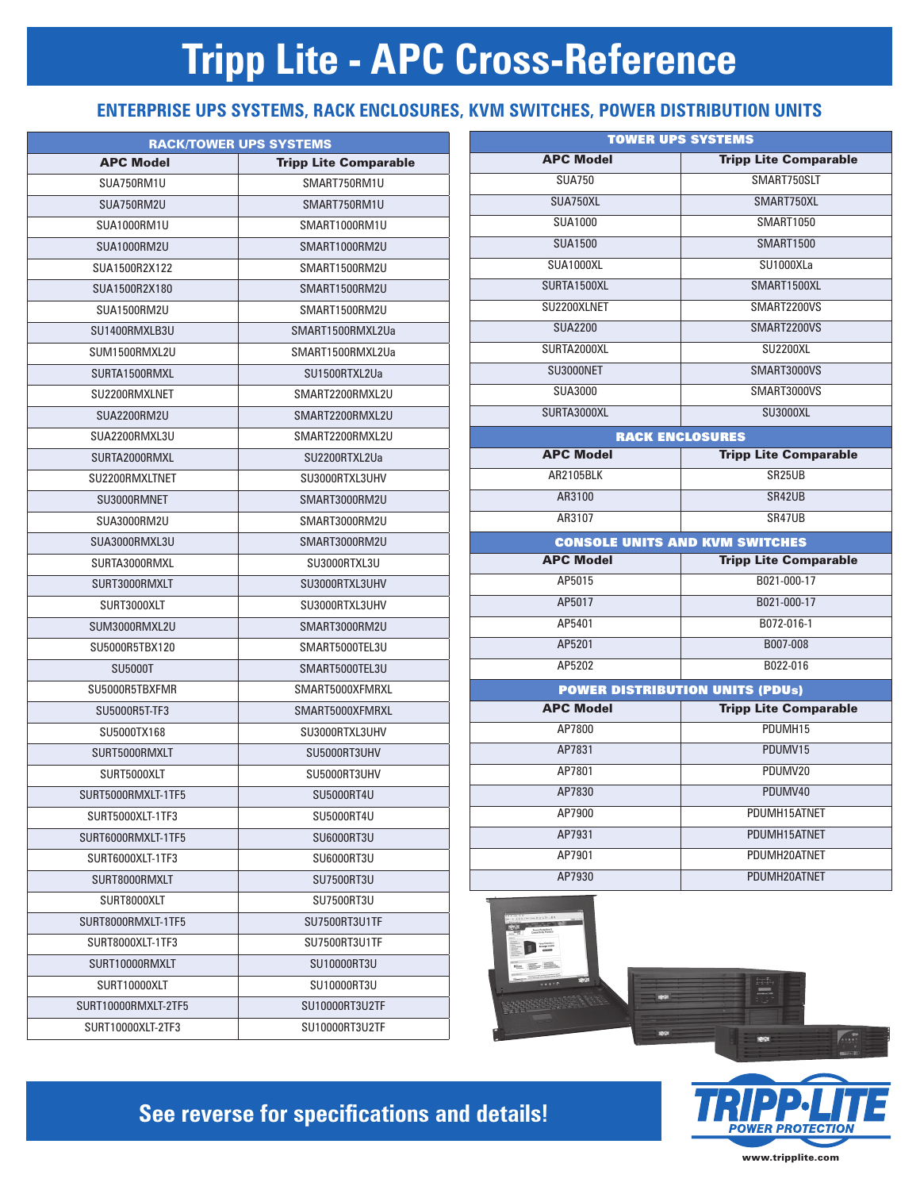# Tripp Lite - APC Cross-Reference

## ENTERPRISE UPS SYSTEMS, RACK ENCLOSURES, KVM SWITCHES, POWER DISTRIBUTION UNITS

### RACK/TOWER UPS SYSTEMS

| APC Model | Tripp Lite Comparable |
|---|---|
| SUA750RM1U | SMART750RM1U |
| SUA750RM2U | SMART750RM1U |
| SUA1000RM1U | SMART1000RM1U |
| SUA1000RM2U | SMART1000RM2U |
| SUA1500R2X122 | SMART1500RM2U |
| SUA1500R2X180 | SMART1500RM2U |
| SUA1500RM2U | SMART1500RM2U |
| SU1400RMXLB3U | SMART1500RMXL2Ua |
| SUM1500RMXL2U | SMART1500RMXL2Ua |
| SURTA1500RMXL | SU1500RTXL2Ua |
| SU2200RMXLNET | SMART2200RMXL2U |
| SUA2200RM2U | SMART2200RMXL2U |
| SUA2200RMXL3U | SMART2200RMXL2U |
| SURTA2000RMXL | SU2200RTXL2Ua |
| SU2200RMXLTNET | SU3000RTXL3UHV |
| SU3000RMNET | SMART3000RM2U |
| SUA3000RM2U | SMART3000RM2U |
| SUA3000RMXL3U | SMART3000RM2U |
| SURTA3000RMXL | SU3000RTXL3U |
| SURT3000RMXLT | SU3000RTXL3UHV |
| SURT3000XLT | SU3000RTXL3UHV |
| SUM3000RMXL2U | SMART3000RM2U |
| SU5000R5TBX120 | SMART5000TEL3U |
| SU5000T | SMART5000TEL3U |
| SU5000R5TBXFMR | SMART5000XFMRXL |
| SU5000R5T-TF3 | SMART5000XFMRXL |
| SU5000TX168 | SU3000RTXL3UHV |
| SURT5000RMXLT | SU5000RT3UHV |
| SURT5000XLT | SU5000RT3UHV |
| SURT5000RMXLT-1TF5 | SU5000RT4U |
| SURT5000XLT-1TF3 | SU5000RT4U |
| SURT6000RMXLT-1TF5 | SU6000RT3U |
| SURT6000XLT-1TF3 | SU6000RT3U |
| SURT8000RMXLT | SU7500RT3U |
| SURT8000XLT | SU7500RT3U |
| SURT8000RMXLT-1TF5 | SU7500RT3U1TF |
| SURT8000XLT-1TF3 | SU7500RT3U1TF |
| SURT10000RMXLT | SU10000RT3U |
| SURT10000XLT | SU10000RT3U |
| SURT10000RMXLT-2TF5 | SU10000RT3U2TF |
| SURT10000XLT-2TF3 | SU10000RT3U2TF |

### TOWER UPS SYSTEMS

| APC Model | Tripp Lite Comparable |
|---|---|
| SUA750 | SMART750SLT |
| SUA750XL | SMART750XL |
| SUA1000 | SMART1050 |
| SUA1500 | SMART1500 |
| SUA1000XL | SU1000XLa |
| SURTA1500XL | SMART1500XL |
| SU2200XLNET | SMART2200VS |
| SUA2200 | SMART2200VS |
| SURTA2000XL | SU2200XL |
| SU3000NET | SMART3000VS |
| SUA3000 | SMART3000VS |
| SURTA3000XL | SU3000XL |

### RACK ENCLOSURES

| APC Model | Tripp Lite Comparable |
|---|---|
| AR2105BLK | SR25UB |
| AR3100 | SR42UB |
| AR3107 | SR47UB |

### CONSOLE UNITS AND KVM SWITCHES

| APC Model | Tripp Lite Comparable |
|---|---|
| AP5015 | B021-000-17 |
| AP5017 | B021-000-17 |
| AP5401 | B072-016-1 |
| AP5201 | B007-008 |
| AP5202 | B022-016 |

### POWER DISTRIBUTION UNITS (PDUs)

| APC Model | Tripp Lite Comparable |
|---|---|
| AP7800 | PDUMH15 |
| AP7831 | PDUMV15 |
| AP7801 | PDUMV20 |
| AP7830 | PDUMV40 |
| AP7900 | PDUMH15ATNET |
| AP7931 | PDUMH15ATNET |
| AP7901 | PDUMH20ATNET |
| AP7930 | PDUMH20ATNET |

**See reverse for specifications and details!**

TRIPP·LITE POWER PROTECTION

www.tripplite.com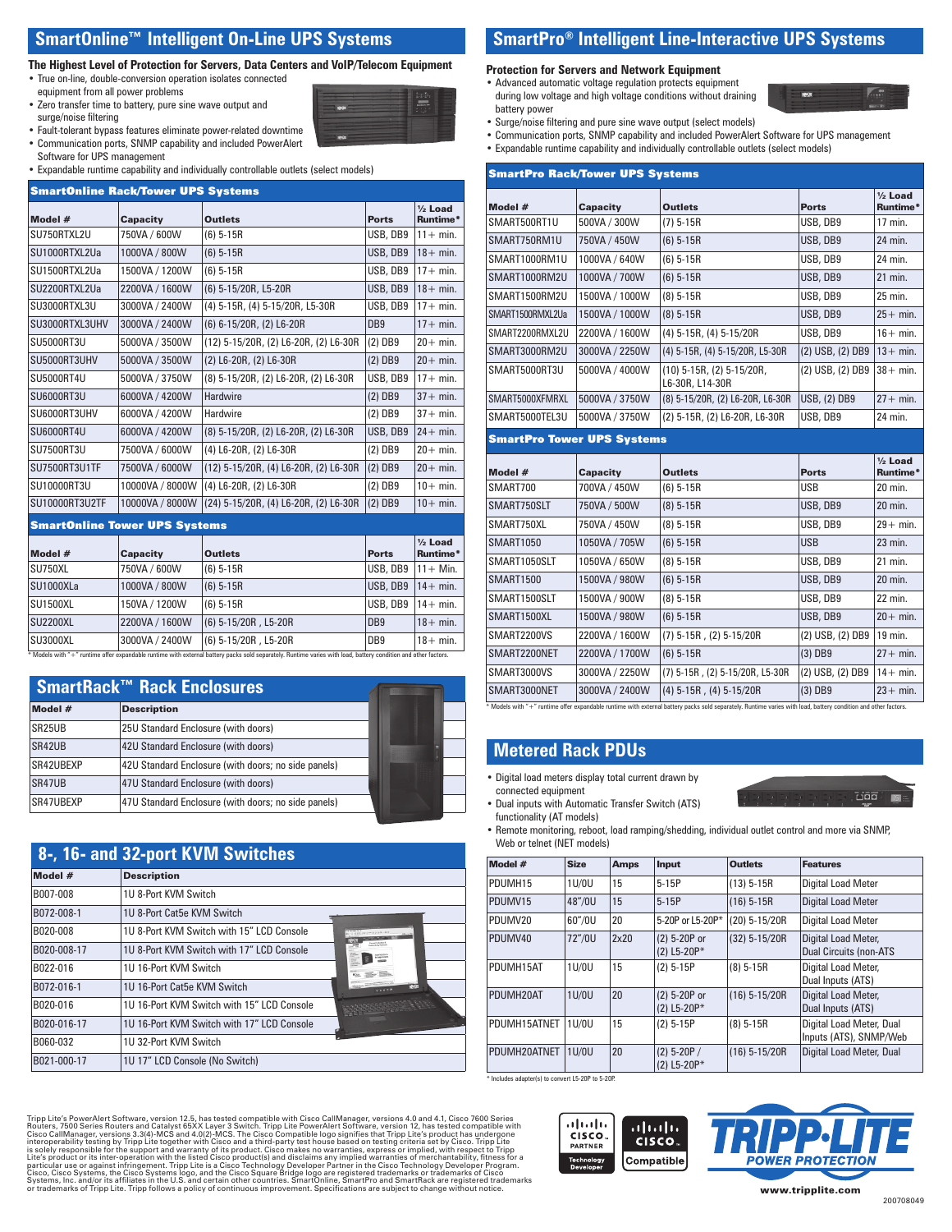## SmartOnline™ Intelligent On-Line UPS Systems

### The Highest Level of Protection for Servers, Data Centers and VoIP/Telecom Equipment

- True on-line, double-conversion operation isolates connected equipment from all power problems
- Zero transfer time to battery, pure sine wave output and surge/noise filtering
- Fault-tolerant bypass features eliminate power-related downtime
- Communication ports, SNMP capability and included PowerAlert Software for UPS management
- Expandable runtime capability and individually controllable outlets (select models)

**SmartOnline Rack/Tower UPS Systems**

| Model # | Capacity | Outlets | Ports | ½ Load Runtime* |
|---|---|---|---|---|
| SU750RTXL2U | 750VA / 600W | (6) 5-15R | USB, DB9 | 11+ min. |
| SU1000RTXL2Ua | 1000VA / 800W | (6) 5-15R | USB, DB9 | 18+ min. |
| SU1500RTXL2Ua | 1500VA / 1200W | (6) 5-15R | USB, DB9 | 17+ min. |
| SU2200RTXL2Ua | 2200VA / 1600W | (6) 5-15/20R, L5-20R | USB, DB9 | 18+ min. |
| SU3000RTXL3U | 3000VA / 2400W | (4) 5-15R, (4) 5-15/20R, L5-30R | USB, DB9 | 17+ min. |
| SU3000RTXL3UHV | 3000VA / 2400W | (6) 6-15/20R, (2) L6-20R | DB9 | 17+ min. |
| SU5000RT3U | 5000VA / 3500W | (12) 5-15/20R, (2) L6-20R, (2) L6-30R | (2) DB9 | 20+ min. |
| SU5000RT3UHV | 5000VA / 3500W | (2) L6-20R, (2) L6-30R | (2) DB9 | 20+ min. |
| SU5000RT4U | 5000VA / 3750W | (8) 5-15/20R, (2) L6-20R, (2) L6-30R | USB, DB9 | 17+ min. |
| SU6000RT3U | 6000VA / 4200W | Hardwire | (2) DB9 | 37+ min. |
| SU6000RT3UHV | 6000VA / 4200W | Hardwire | (2) DB9 | 37+ min. |
| SU6000RT4U | 6000VA / 4200W | (8) 5-15/20R, (2) L6-20R, (2) L6-30R | USB, DB9 | 24+ min. |
| SU7500RT3U | 7500VA / 6000W | (4) L6-20R, (2) L6-30R | (2) DB9 | 20+ min. |
| SU7500RT3U1TF | 7500VA / 6000W | (12) 5-15/20R, (4) L6-20R, (2) L6-30R | (2) DB9 | 20+ min. |
| SU10000RT3U | 10000VA / 8000W | (4) L6-20R, (2) L6-30R | (2) DB9 | 10+ min. |
| SU10000RT3U2TF | 10000VA / 8000W | (24) 5-15/20R, (4) L6-20R, (2) L6-30R | (2) DB9 | 10+ min. |

**SmartOnline Tower UPS Systems**

| Model # | Capacity | Outlets | Ports | ½ Load Runtime* |
|---|---|---|---|---|
| SU750XL | 750VA / 600W | (6) 5-15R | USB, DB9 | 11+ Min. |
| SU1000XLa | 1000VA / 800W | (6) 5-15R | USB, DB9 | 14+ min. |
| SU1500XL | 150VA / 1200W | (6) 5-15R | USB, DB9 | 14+ min. |
| SU2200XL | 2200VA / 1600W | (6) 5-15/20R , L5-20R | DB9 | 18+ min. |
| SU3000XL | 3000VA / 2400W | (6) 5-15/20R , L5-20R | DB9 | 18+ min. |

\* Models with "+" runtime offer expandable runtime with external battery packs sold separately. Runtime varies with load, battery condition and other factors.

## SmartRack™ Rack Enclosures

| Model # | Description |
|---|---|
| SR25UB | 25U Standard Enclosure (with doors) |
| SR42UB | 42U Standard Enclosure (with doors) |
| SR42UBEXP | 42U Standard Enclosure (with doors; no side panels) |
| SR47UB | 47U Standard Enclosure (with doors) |
| SR47UBEXP | 47U Standard Enclosure (with doors; no side panels) |

## 8-, 16- and 32-port KVM Switches

| Model # | Description |
|---|---|
| B007-008 | 1U 8-Port KVM Switch |
| B072-008-1 | 1U 8-Port Cat5e KVM Switch |
| B020-008 | 1U 8-Port KVM Switch with 15" LCD Console |
| B020-008-17 | 1U 8-Port KVM Switch with 17" LCD Console |
| B022-016 | 1U 16-Port KVM Switch |
| B072-016-1 | 1U 16-Port Cat5e KVM Switch |
| B020-016 | 1U 16-Port KVM Switch with 15" LCD Console |
| B020-016-17 | 1U 16-Port KVM Switch with 17" LCD Console |
| B060-032 | 1U 32-Port KVM Switch |
| B021-000-17 | 1U 17" LCD Console (No Switch) |

## SmartPro® Intelligent Line-Interactive UPS Systems

### Protection for Servers and Network Equipment

- Advanced automatic voltage regulation protects equipment during low voltage and high voltage conditions without draining battery power
- Surge/noise filtering and pure sine wave output (select models)
- Communication ports, SNMP capability and included PowerAlert Software for UPS management
- Expandable runtime capability and individually controllable outlets (select models)

**SmartPro Rack/Tower UPS Systems**

| Model # | Capacity | Outlets | Ports | ½ Load Runtime* |
|---|---|---|---|---|
| SMART500RT1U | 500VA / 300W | (7) 5-15R | USB, DB9 | 17 min. |
| SMART750RM1U | 750VA / 450W | (6) 5-15R | USB, DB9 | 24 min. |
| SMART1000RM1U | 1000VA / 640W | (6) 5-15R | USB, DB9 | 24 min. |
| SMART1000RM2U | 1000VA / 700W | (6) 5-15R | USB, DB9 | 21 min. |
| SMART1500RM2U | 1500VA / 1000W | (8) 5-15R | USB, DB9 | 25 min. |
| SMART1500RMXL2Ua | 1500VA / 1000W | (8) 5-15R | USB, DB9 | 25+ min. |
| SMART2200RMXL2U | 2200VA / 1600W | (4) 5-15R, (4) 5-15/20R | USB, DB9 | 16+ min. |
| SMART3000RM2U | 3000VA / 2250W | (4) 5-15R, (4) 5-15/20R, L5-30R | (2) USB, (2) DB9 | 13+ min. |
| SMART5000RT3U | 5000VA / 4000W | (10) 5-15R, (2) 5-15/20R, L6-30R, L14-30R | (2) USB, (2) DB9 | 38+ min. |
| SMART5000XFMRXL | 5000VA / 3750W | (8) 5-15/20R, (2) L6-20R, L6-30R | USB, (2) DB9 | 27+ min. |
| SMART5000TEL3U | 5000VA / 3750W | (2) 5-15R, (2) L6-20R, L6-30R | USB, DB9 | 24 min. |

**SmartPro Tower UPS Systems**

| Model # | Capacity | Outlets | Ports | ½ Load Runtime* |
|---|---|---|---|---|
| SMART700 | 700VA / 450W | (6) 5-15R | USB | 20 min. |
| SMART750SLT | 750VA / 500W | (8) 5-15R | USB, DB9 | 20 min. |
| SMART750XL | 750VA / 450W | (8) 5-15R | USB, DB9 | 29+ min. |
| SMART1050 | 1050VA / 705W | (6) 5-15R | USB | 23 min. |
| SMART1050SLT | 1050VA / 650W | (8) 5-15R | USB, DB9 | 21 min. |
| SMART1500 | 1500VA / 980W | (6) 5-15R | USB, DB9 | 20 min. |
| SMART1500SLT | 1500VA / 900W | (8) 5-15R | USB, DB9 | 22 min. |
| SMART1500XL | 1500VA / 980W | (6) 5-15R | USB, DB9 | 20+ min. |
| SMART2200VS | 2200VA / 1600W | (7) 5-15R , (2) 5-15/20R | (2) USB, (2) DB9 | 19 min. |
| SMART2200NET | 2200VA / 1700W | (6) 5-15R | (3) DB9 | 27+ min. |
| SMART3000VS | 3000VA / 2250W | (7) 5-15R , (2) 5-15/20R, L5-30R | (2) USB, (2) DB9 | 14+ min. |
| SMART3000NET | 3000VA / 2400W | (4) 5-15R , (4) 5-15/20R | (3) DB9 | 23+ min. |

\* Models with "+" runtime offer expandable runtime with external battery packs sold separately. Runtime varies with load, battery condition and other factors.

## Metered Rack PDUs

- Digital load meters display total current drawn by connected equipment
- Dual inputs with Automatic Transfer Switch (ATS) functionality (AT models)
- Remote monitoring, reboot, load ramping/shedding, individual outlet control and more via SNMP, Web or telnet (NET models)

| Model # | Size | Amps | Input | Outlets | Features |
|---|---|---|---|---|---|
| PDUMH15 | 1U/0U | 15 | 5-15P | (13) 5-15R | Digital Load Meter |
| PDUMV15 | 48"/0U | 15 | 5-15P | (16) 5-15R | Digital Load Meter |
| PDUMV20 | 60"/0U | 20 | 5-20P or L5-20P* | (20) 5-15/20R | Digital Load Meter |
| PDUMV40 | 72"/0U | 2x20 | (2) 5-20P or (2) L5-20P* | (32) 5-15/20R | Digital Load Meter, Dual Circuits (non-ATS |
| PDUMH15AT | 1U/0U | 15 | (2) 5-15P | (8) 5-15R | Digital Load Meter, Dual Inputs (ATS) |
| PDUMH20AT | 1U/0U | 20 | (2) 5-20P or (2) L5-20P* | (16) 5-15/20R | Digital Load Meter, Dual Inputs (ATS) |
| PDUMH15ATNET | 1U/0U | 15 | (2) 5-15P | (8) 5-15R | Digital Load Meter, Dual Inputs (ATS), SNMP/Web |
| PDUMH20ATNET | 1U/0U | 20 | (2) 5-20P / (2) L5-20P* | (16) 5-15/20R | Digital Load Meter, Dual |

\* Includes adapter(s) to convert L5-20P to 5-20P.

Tripp Lite's PowerAlert Software, version 12.5, has tested compatible with Cisco CallManager, versions 4.0 and 4.1, Cisco 7600 Series Routers, 7500 Series Routers and Catalyst 65XX Layer 3 Switch. Tripp Lite PowerAlert Software, version 12, has tested compatible with Cisco CallManager, versions 3.3(4)-MCS and 4.0(2)-MCS. The Cisco Compatible logo signifies that Tripp Lite's product has undergone interoperability testing by Tripp Lite together with Cisco and a third-party test house based on testing criteria set by Cisco. Tripp Lite is solely responsible for the support and warranty of its product. Cisco makes no warranties, express or implied, with respect to Tripp Lite's product or its inter-operation with the listed Cisco product(s) and disclaims any implied warranties of merchantability, fitness for a particular use or against infringement. Tripp Lite is a Cisco Technology Developer Partner in the Cisco Technology Developer Program. Cisco, Cisco Systems, the Cisco Systems logo, and the Cisco Square Bridge logo are registered trademarks or trademarks of Cisco Systems, Inc. and/or its affiliates in the U.S. and certain other countries. SmartOnline, SmartPro and SmartRack are registered trademarks or trademarks of Tripp Lite. Tripp follows a policy of continuous improvement. Specifications are subject to change without notice.

CISCO PARTNER Technology Developer | CISCO Compatible

TRIPP·LITE POWER PROTECTION

www.tripplite.com

200708049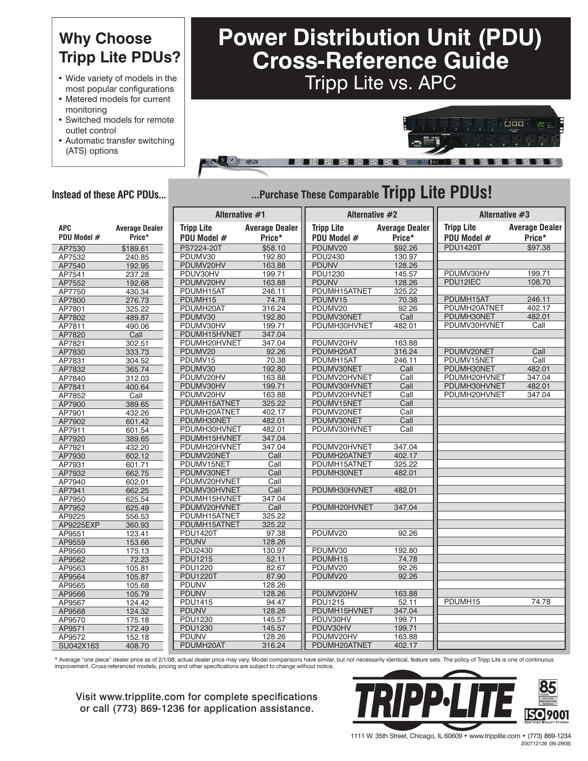## Why Choose Tripp Lite PDUs?

- Wide variety of models in the most popular configurations
- Metered models for current monitoring
- Switched models for remote outlet control
- Automatic transfer switching (ATS) options

# Power Distribution Unit (PDU) Cross-Reference Guide

## Tripp Lite vs. APC

**Instead of these APC PDUs...** **...Purchase These Comparable Tripp Lite PDUs!**

| | | Alternative #1 | | Alternative #2 | | Alternative #3 | |
|---|---|---|---|---|---|---|---|
| APC PDU Model # | Average Dealer Price* | Tripp Lite PDU Model # | Average Dealer Price* | Tripp Lite PDU Model # | Average Dealer Price* | Tripp Lite PDU Model # | Average Dealer Price* |
| AP7530 | $189.61 | PS7224-20T | $58.10 | PDUMV20 | $92.26 | PDU1420T | $97.38 |
| AP7532 | 240.85 | PDUMV30 | 192.80 | PDU2430 | 130.97 | | |
| AP7540 | 192.95 | PDUMV20HV | 163.88 | PDUNV | 128.26 | | |
| AP7541 | 237.28 | PDUV30HV | 199.71 | PDU1230 | 145.57 | PDUMV30HV | 199.71 |
| AP7552 | 192.68 | PDUMV20HV | 163.88 | PDUNV | 128.26 | PDU12IEC | 108.70 |
| AP7750 | 430.34 | PDUMH15AT | 246.11 | PDUMH15ATNET | 325.22 | | |
| AP7800 | 276.73 | PDUMH15 | 74.78 | PDUMV15 | 70.38 | PDUMH15AT | 246.11 |
| AP7801 | 325.22 | PDUMH20AT | 316.24 | PDUMV20 | 92.26 | PDUMH20ATNET | 402.17 |
| AP7802 | 489.87 | PDUMV30 | 192.80 | PDUMV30NET | Call | PDUMH30NET | 482.01 |
| AP7811 | 490.06 | PDUMV30HV | 199.71 | PDUMH30HVNET | 482.01 | PDUMV30HVNET | Call |
| AP7820 | Call | PDUMH15HVNET | 347.04 | | | | |
| AP7821 | 302.51 | PDUMH20HVNET | 347.04 | PDUMV20HV | 163.88 | | |
| AP7830 | 333.73 | PDUMV20 | 92.26 | PDUMH20AT | 316.24 | PDUMV20NET | Call |
| AP7831 | 304.52 | PDUMV15 | 70.38 | PDUMH15AT | 246.11 | PDUMV15NET | Call |
| AP7832 | 365.74 | PDUMV30 | 192.80 | PDUMV30NET | Call | PDUMH30NET | 482.01 |
| AP7840 | 312.03 | PDUMV20HV | 163.88 | PDUMV20HVNET | Call | PDUMH20HVNET | 347.04 |
| AP7841 | 400.64 | PDUMV30HV | 199.71 | PDUMV30HVNET | Call | PDUMH30HVNET | 482.01 |
| AP7852 | Call | PDUMV20HV | 163.88 | PDUMV20HVNET | Call | PDUMH20HVNET | 347.04 |
| AP7900 | 389.65 | PDUMH15ATNET | 325.22 | PDUMV15NET | Call | | |
| AP7901 | 432.26 | PDUMH20ATNET | 402.17 | PDUMV20NET | Call | | |
| AP7902 | 601.42 | PDUMH30NET | 482.01 | PDUMV30NET | Call | | |
| AP7911 | 601.54 | PDUMH30HVNET | 482.01 | PDUMV30HVNET | Call | | |
| AP7920 | 389.65 | PDUMH15HVNET | 347.04 | | | | |
| AP7921 | 432.20 | PDUMH20HVNET | 347.04 | PDUMV20HVNET | 347.04 | | |
| AP7930 | 602.12 | PDUMV20NET | Call | PDUMH20ATNET | 402.17 | | |
| AP7931 | 601.71 | PDUMV15NET | Call | PDUMH15ATNET | 325.22 | | |
| AP7932 | 662.75 | PDUMV30NET | Call | PDUMH30NET | 482.01 | | |
| AP7940 | 602.01 | PDUMV20HVNET | Call | | | | |
| AP7941 | 662.25 | PDUMV30HVNET | Call | PDUMH30HVNET | 482.01 | | |
| AP7950 | 625.54 | PDUMH15HVNET | 347.04 | | | | |
| AP7952 | 625.49 | PDUMV20HVNET | Call | PDUMH20HVNET | 347.04 | | |
| AP9225 | 556.53 | PDUMH15ATNET | 325.22 | | | | |
| AP9225EXP | 360.93 | PDUMH15ATNET | 325.22 | | | | |
| AP9551 | 123.41 | PDU1420T | 97.38 | PDUMV20 | 92.26 | | |
| AP9559 | 153.66 | PDUNV | 128.26 | | | | |
| AP9560 | 175.13 | PDU2430 | 130.97 | PDUMV30 | 192.80 | | |
| AP9562 | 72.23 | PDU1215 | 52.11 | PDUMH15 | 74.78 | | |
| AP9563 | 105.81 | PDU1220 | 82.67 | PDUMV20 | 92.26 | | |
| AP9564 | 105.87 | PDU1220T | 87.90 | PDUMV20 | 92.26 | | |
| AP9565 | 105.68 | PDUNV | 128.26 | | | | |
| AP9566 | 105.79 | PDUNV | 128.26 | PDUMV20HV | 163.88 | | |
| AP9567 | 124.42 | PDU1415 | 94.47 | PDU1215 | 52.11 | PDUMH15 | 74.78 |
| AP9568 | 124.32 | PDUNV | 128.26 | PDUMH15HVNET | 347.04 | | |
| AP9570 | 175.18 | PDU1230 | 145.57 | PDUV30HV | 199.71 | | |
| AP9571 | 172.49 | PDU1230 | 145.57 | PDUV30HV | 199.71 | | |
| AP9572 | 152.18 | PDUNV | 128.26 | PDUMV20HV | 163.88 | | |
| SU042X163 | 408.70 | PDUMH20AT | 316.24 | PDUMH20ATNET | 402.17 | | |

* Average "one piece" dealer price as of 2/1/08; actual dealer price may vary. Model comparisons have similar, but not necessarily identical, feature sets. The policy of Tripp Lite is one of continuous improvement. Cross-referenced models, pricing and other specifications are subject to change without notice.

Visit www.tripplite.com for complete specifications or call (773) 869-1236 for application assistance.

TRIPP·LITE

85 YEARS Since 1922 Manufacturing Excellence

ISO 9001 Certified Quality Systems

1111 W. 35th Street, Chicago, IL 60609 • www.tripplite.com • (773) 869-1234

200712126 (95-2908)